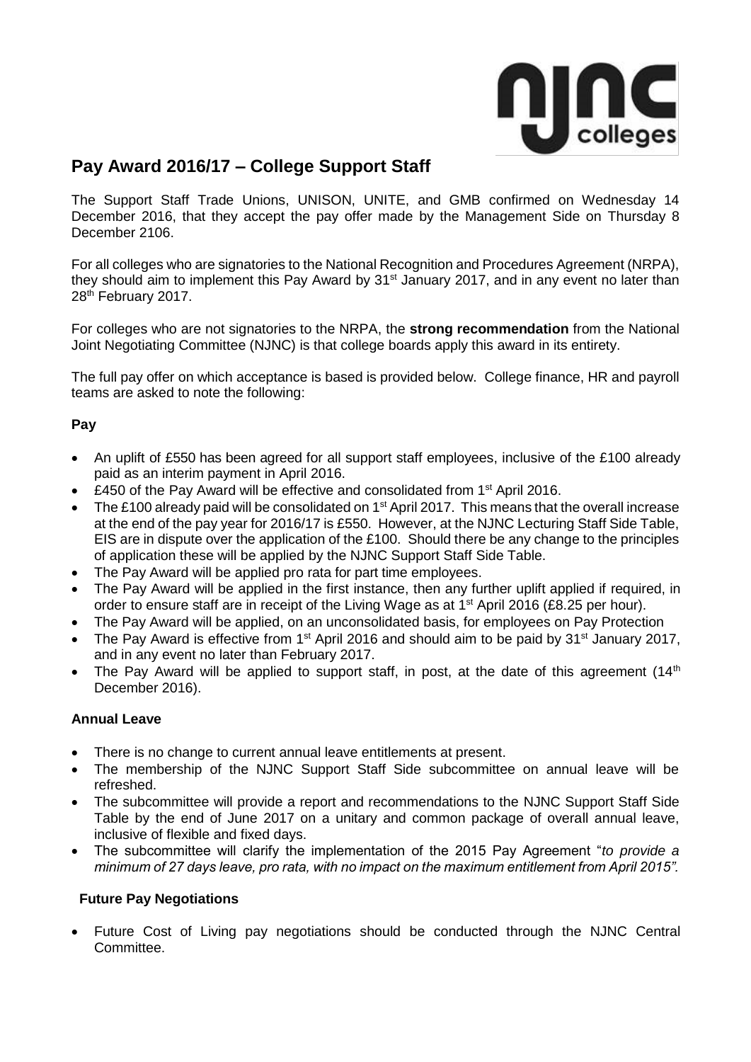# Pay Award 2016/17 – College Support Staff

The Support Staff Trade Unions, UNISON, UNITE, and GMB confirmed on Wednesday 14 December 2016, that they accept the pay offer made by the Management Side on Thursday 8 December 2106.

For all colleges who are signatories to the National Recognition and Procedures Agreement (NRPA), they should aim to implement this Pay Award by 31st January 2017, and in any event no later than 28th February 2017.

For colleges who are not signatories to the NRPA, the **strong recommendation** from the National Joint Negotiating Committee (NJNC) is that college boards apply this award in its entirety.

The full pay offer on which acceptance is based is provided below. College finance, HR and payroll teams are asked to note the following:

**Pay**

- An uplift of £550 has been agreed for all support staff employees, inclusive of the £100 already paid as an interim payment in April 2016.
- £450 of the Pay Award will be effective and consolidated from 1st April 2016.
- The £100 already paid will be consolidated on 1st April 2017. This means that the overall increase at the end of the pay year for 2016/17 is £550. However, at the NJNC Lecturing Staff Side Table, EIS are in dispute over the application of the £100. Should there be any change to the principles of application these will be applied by the NJNC Support Staff Side Table.
- The Pay Award will be applied pro rata for part time employees.
- The Pay Award will be applied in the first instance, then any further uplift applied if required, in order to ensure staff are in receipt of the Living Wage as at 1st April 2016 (£8.25 per hour).
- The Pay Award will be applied, on an unconsolidated basis, for employees on Pay Protection
- The Pay Award is effective from 1st April 2016 and should aim to be paid by 31st January 2017, and in any event no later than February 2017.
- The Pay Award will be applied to support staff, in post, at the date of this agreement (14th December 2016).

**Annual Leave**

- There is no change to current annual leave entitlements at present.
- The membership of the NJNC Support Staff Side subcommittee on annual leave will be refreshed.
- The subcommittee will provide a report and recommendations to the NJNC Support Staff Side Table by the end of June 2017 on a unitary and common package of overall annual leave, inclusive of flexible and fixed days.
- The subcommittee will clarify the implementation of the 2015 Pay Agreement "*to provide a minimum of 27 days leave, pro rata, with no impact on the maximum entitlement from April 2015".*

**Future Pay Negotiations**

- Future Cost of Living pay negotiations should be conducted through the NJNC Central Committee.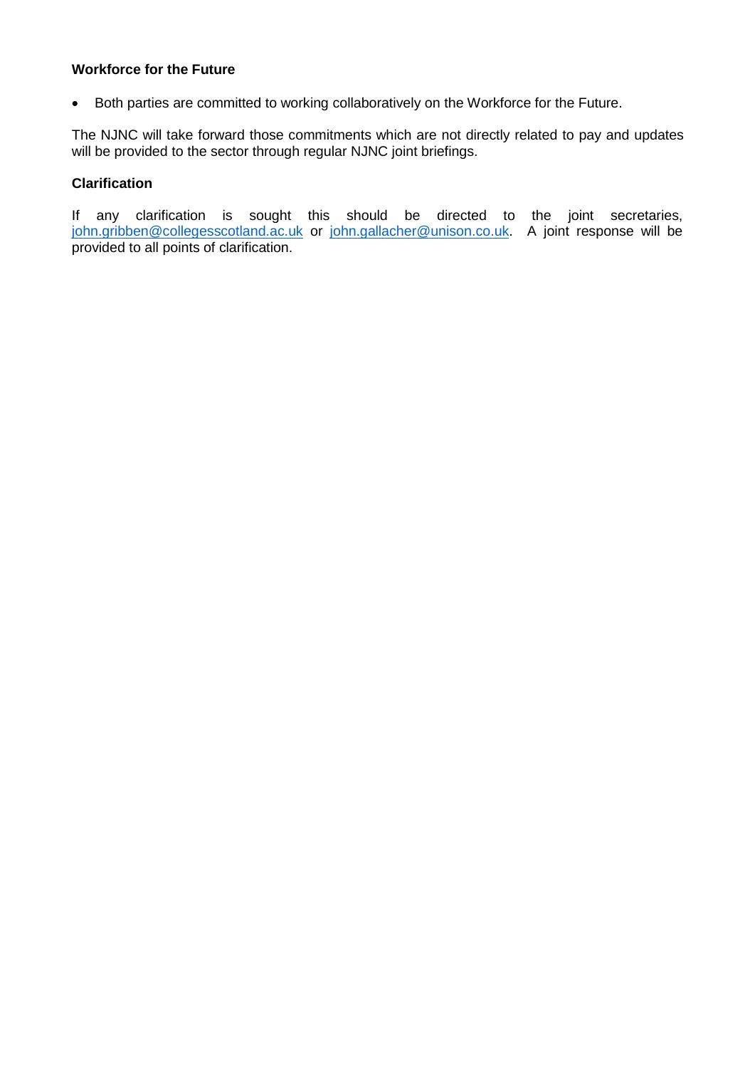**Workforce for the Future**

- Both parties are committed to working collaboratively on the Workforce for the Future.

The NJNC will take forward those commitments which are not directly related to pay and updates will be provided to the sector through regular NJNC joint briefings.

**Clarification**

If any clarification is sought this should be directed to the joint secretaries, john.gribben@collegesscotland.ac.uk or john.gallacher@unison.co.uk. A joint response will be provided to all points of clarification.